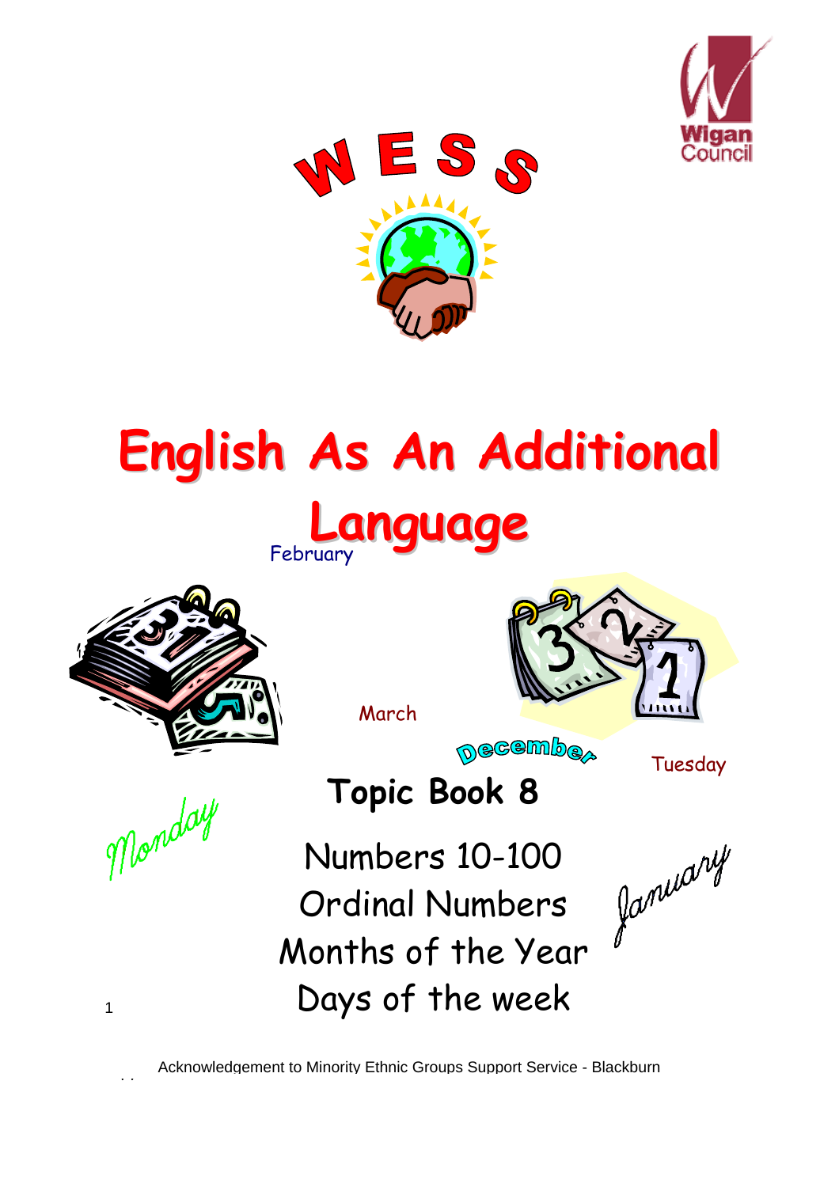# WESS

# English As An Additional Language

February

March

December

Tuesday

## Topic Book 8

Monday

Numbers 10-100

Ordinal Numbers

Months of the Year

Days of the week

January

Acknowledgement to Minority Ethnic Groups Support Service - Blackburn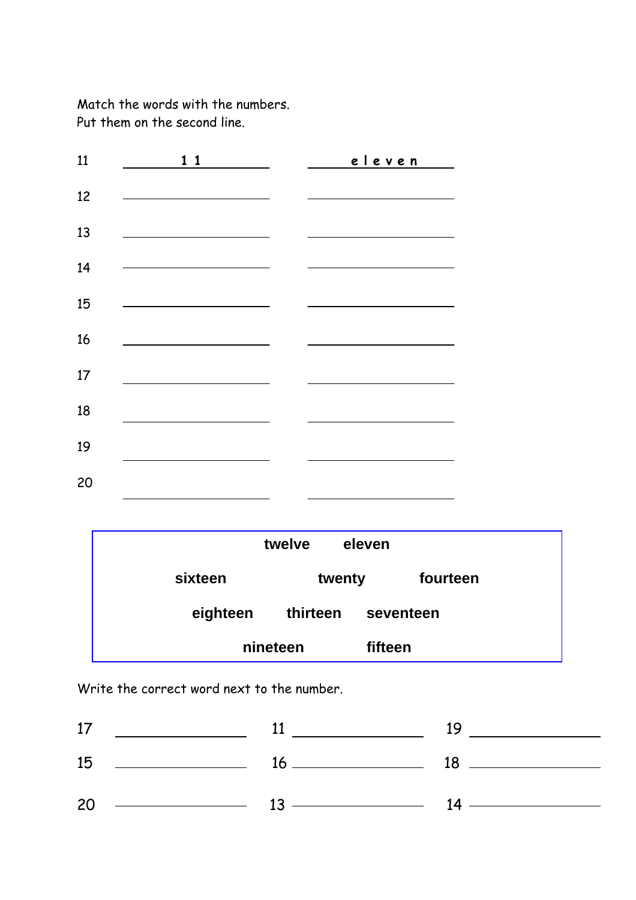Match the words with the numbers.
Put them on the second line.

| | | |
|---|---|---|
| 11 | 1 1 | e l e v e n |
| 12 | ______ | ______ |
| 13 | ______ | ______ |
| 14 | ______ | ______ |
| 15 | ______ | ______ |
| 16 | ______ | ______ |
| 17 | ______ | ______ |
| 18 | ______ | ______ |
| 19 | ______ | ______ |
| 20 | ______ | ______ |

**twelve** **eleven**

**sixteen** **twenty** **fourteen**

**eighteen** **thirteen** **seventeen**

**nineteen** **fifteen**

Write the correct word next to the number.

17 ______ 11 ______ 19 ______

15 ______ 16 ______ 18 ______

20 ______ 13 ______ 14 ______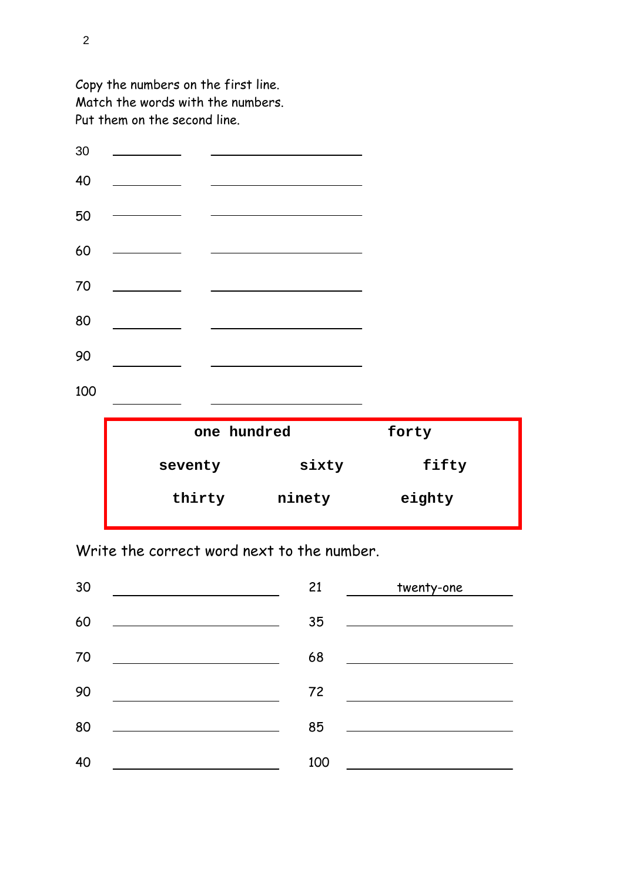Copy the numbers on the first line.
Match the words with the numbers.
Put them on the second line.

30 \_\_\_\_\_\_\_\_\_\_ \_\_\_\_\_\_\_\_\_\_\_\_\_\_\_\_\_\_\_\_

40 \_\_\_\_\_\_\_\_\_\_ \_\_\_\_\_\_\_\_\_\_\_\_\_\_\_\_\_\_\_\_

50 \_\_\_\_\_\_\_\_\_\_ \_\_\_\_\_\_\_\_\_\_\_\_\_\_\_\_\_\_\_\_

60 \_\_\_\_\_\_\_\_\_\_ \_\_\_\_\_\_\_\_\_\_\_\_\_\_\_\_\_\_\_\_

70 \_\_\_\_\_\_\_\_\_\_ \_\_\_\_\_\_\_\_\_\_\_\_\_\_\_\_\_\_\_\_

80 \_\_\_\_\_\_\_\_\_\_ \_\_\_\_\_\_\_\_\_\_\_\_\_\_\_\_\_\_\_\_

90 \_\_\_\_\_\_\_\_\_\_ \_\_\_\_\_\_\_\_\_\_\_\_\_\_\_\_\_\_\_\_

100 \_\_\_\_\_\_\_\_\_\_ \_\_\_\_\_\_\_\_\_\_\_\_\_\_\_\_\_\_\_\_

| | | |
|---|---|---|
| **one hundred** | | **forty** |
| **seventy** | **sixty** | **fifty** |
| **thirty** | **ninety** | **eighty** |

Write the correct word next to the number.

| | | | |
|---|---|---|---|
| 30 | \_\_\_\_\_\_\_\_\_\_\_\_\_\_\_\_\_\_\_\_ | 21 | twenty-one |
| 60 | \_\_\_\_\_\_\_\_\_\_\_\_\_\_\_\_\_\_\_\_ | 35 | \_\_\_\_\_\_\_\_\_\_\_\_\_\_\_\_\_\_\_\_ |
| 70 | \_\_\_\_\_\_\_\_\_\_\_\_\_\_\_\_\_\_\_\_ | 68 | \_\_\_\_\_\_\_\_\_\_\_\_\_\_\_\_\_\_\_\_ |
| 90 | \_\_\_\_\_\_\_\_\_\_\_\_\_\_\_\_\_\_\_\_ | 72 | \_\_\_\_\_\_\_\_\_\_\_\_\_\_\_\_\_\_\_\_ |
| 80 | \_\_\_\_\_\_\_\_\_\_\_\_\_\_\_\_\_\_\_\_ | 85 | \_\_\_\_\_\_\_\_\_\_\_\_\_\_\_\_\_\_\_\_ |
| 40 | \_\_\_\_\_\_\_\_\_\_\_\_\_\_\_\_\_\_\_\_ | 100 | \_\_\_\_\_\_\_\_\_\_\_\_\_\_\_\_\_\_\_\_ |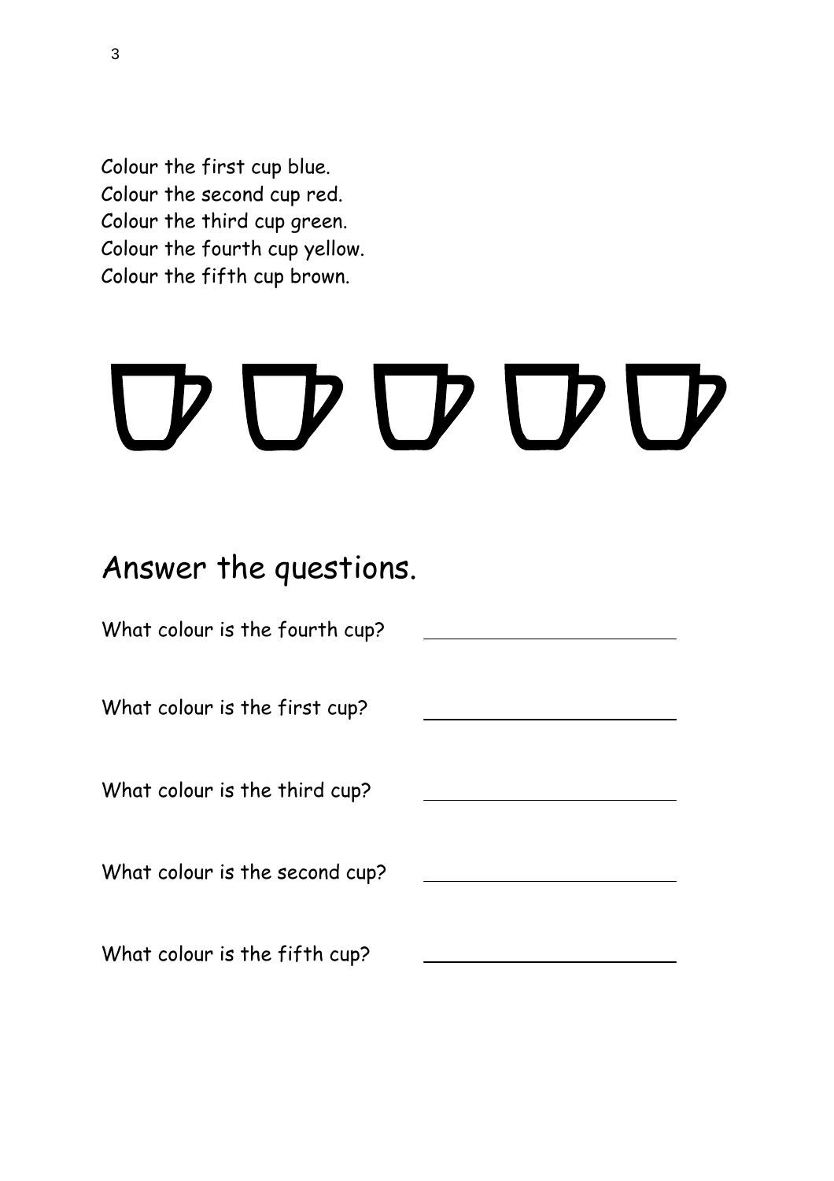Colour the first cup blue.
Colour the second cup red.
Colour the third cup green.
Colour the fourth cup yellow.
Colour the fifth cup brown.

## Answer the questions.

What colour is the fourth cup? ______________________

What colour is the first cup? ______________________

What colour is the third cup? ______________________

What colour is the second cup? ______________________

What colour is the fifth cup? ______________________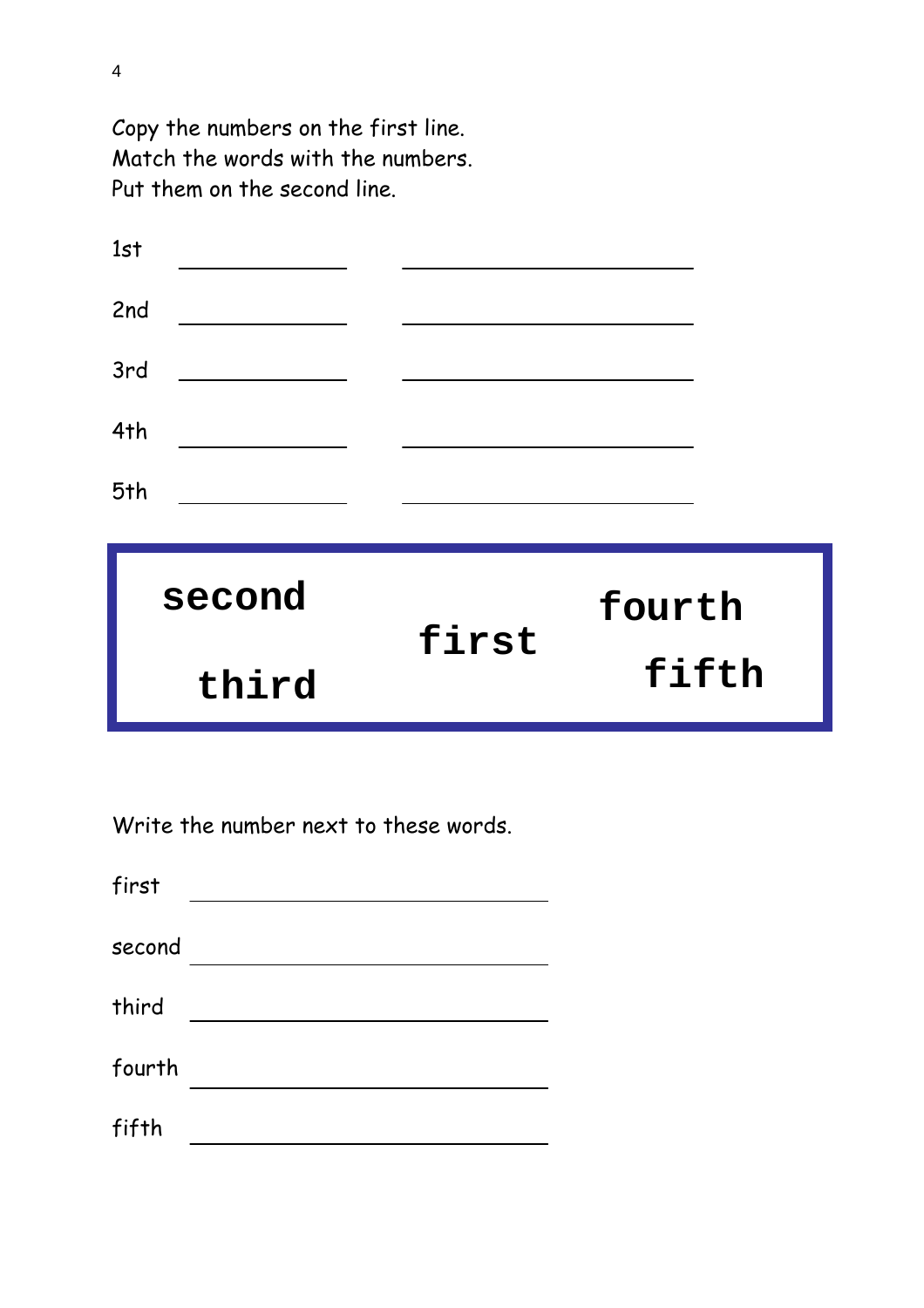Copy the numbers on the first line.
Match the words with the numbers.
Put them on the second line.

1st \_\_\_\_\_\_\_\_\_\_\_\_ \_\_\_\_\_\_\_\_\_\_\_\_\_\_\_\_\_\_\_\_

2nd \_\_\_\_\_\_\_\_\_\_\_\_ \_\_\_\_\_\_\_\_\_\_\_\_\_\_\_\_\_\_\_\_

3rd \_\_\_\_\_\_\_\_\_\_\_\_ \_\_\_\_\_\_\_\_\_\_\_\_\_\_\_\_\_\_\_\_

4th \_\_\_\_\_\_\_\_\_\_\_\_ \_\_\_\_\_\_\_\_\_\_\_\_\_\_\_\_\_\_\_\_

5th \_\_\_\_\_\_\_\_\_\_\_\_ \_\_\_\_\_\_\_\_\_\_\_\_\_\_\_\_\_\_\_\_

**second** **first** **fourth**

**third** **fifth**

Write the number next to these words.

first \_\_\_\_\_\_\_\_\_\_\_\_\_\_\_\_\_\_\_\_\_\_\_\_

second \_\_\_\_\_\_\_\_\_\_\_\_\_\_\_\_\_\_\_\_\_\_\_\_

third \_\_\_\_\_\_\_\_\_\_\_\_\_\_\_\_\_\_\_\_\_\_\_\_

fourth \_\_\_\_\_\_\_\_\_\_\_\_\_\_\_\_\_\_\_\_\_\_\_\_

fifth \_\_\_\_\_\_\_\_\_\_\_\_\_\_\_\_\_\_\_\_\_\_\_\_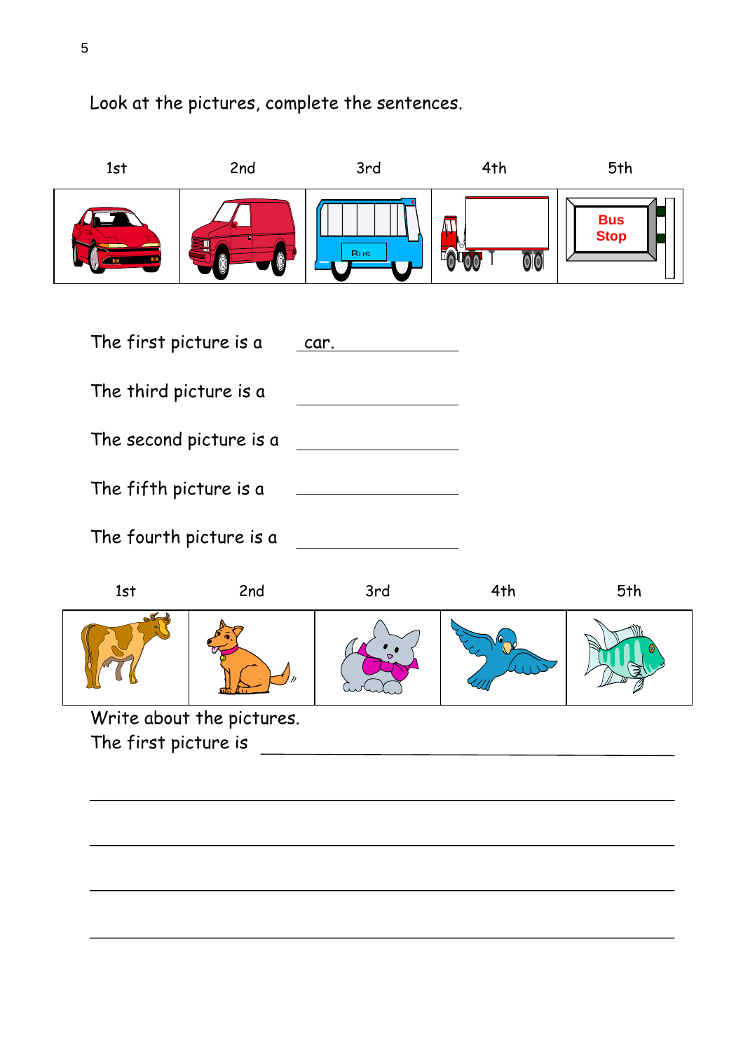Look at the pictures, complete the sentences.

| 1st | 2nd | 3rd | 4th | 5th |
|---|---|---|---|---|
| | | Bus | | Bus Stop |

The first picture is a car.

The third picture is a ____________

The second picture is a ____________

The fifth picture is a ____________

The fourth picture is a ____________

| 1st | 2nd | 3rd | 4th | 5th |
|---|---|---|---|---|
| | | | | |

Write about the pictures.

The first picture is ________________________________

________________________________________________

________________________________________________

________________________________________________

________________________________________________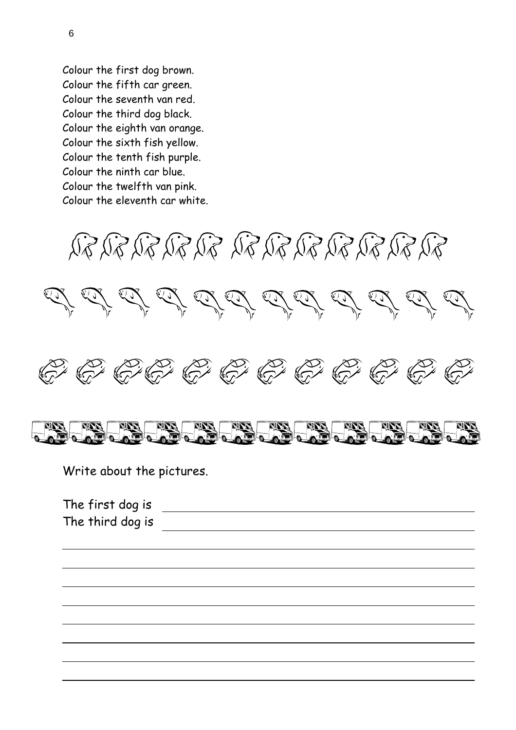Colour the first dog brown.
Colour the fifth car green.
Colour the seventh van red.
Colour the third dog black.
Colour the eighth van orange.
Colour the sixth fish yellow.
Colour the tenth fish purple.
Colour the ninth car blue.
Colour the twelfth van pink.
Colour the eleventh car white.

Write about the pictures.

The first dog is \_\_\_\_\_\_\_\_\_\_\_\_\_\_\_\_\_\_\_\_\_\_\_\_\_\_\_\_\_\_\_\_\_\_\_\_\_\_\_\_

The third dog is \_\_\_\_\_\_\_\_\_\_\_\_\_\_\_\_\_\_\_\_\_\_\_\_\_\_\_\_\_\_\_\_\_\_\_\_\_\_\_\_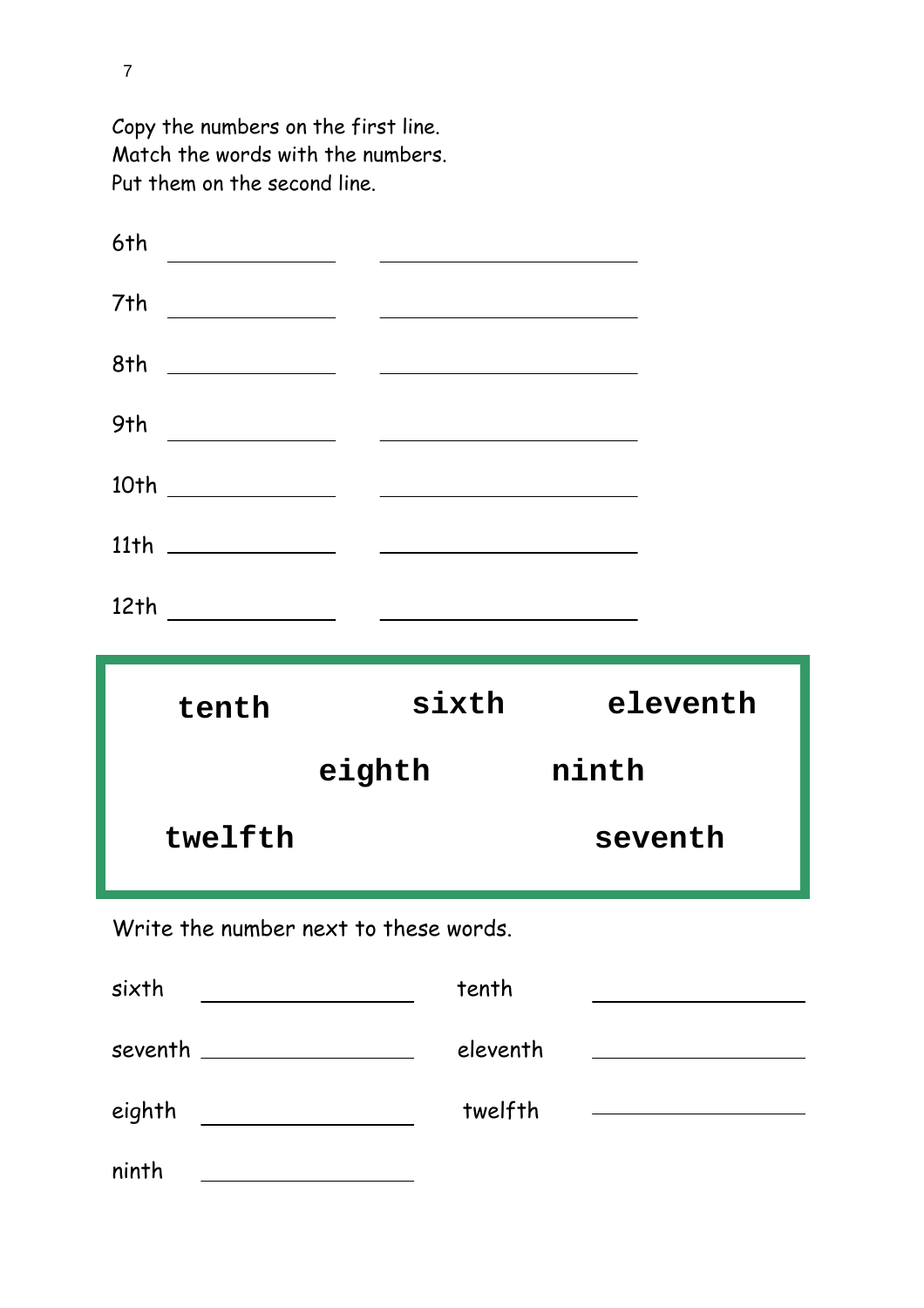Copy the numbers on the first line.
Match the words with the numbers.
Put them on the second line.

6th ______________ ____________________

7th ______________ ____________________

8th ______________ ____________________

9th ______________ ____________________

10th ______________ ____________________

11th ______________ ____________________

12th ______________ ____________________

| | | |
|---|---|---|
| **tenth** | **sixth** | **eleventh** |
| | **eighth** | **ninth** |
| **twelfth** | | **seventh** |

Write the number next to these words.

sixth ______________ tenth ______________

seventh ______________ eleventh ______________

eighth ______________ twelfth ______________

ninth ______________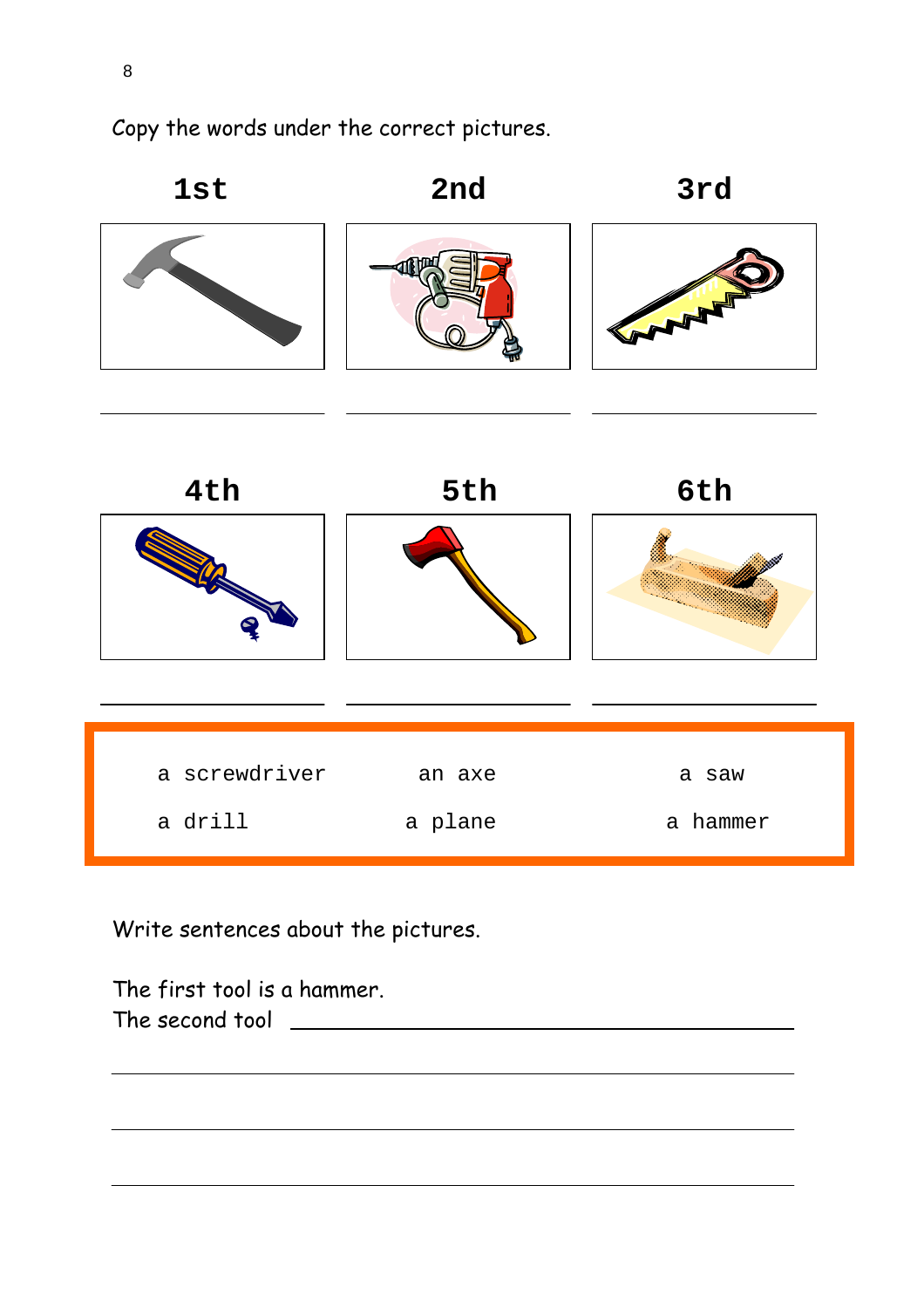Copy the words under the correct pictures.

| 1st | 2nd | 3rd |
| --- | --- | --- |
| ______ | ______ | ______ |

| 4th | 5th | 6th |
| --- | --- | --- |
| ______ | ______ | ______ |

| | | |
| --- | --- | --- |
| a screwdriver | an axe | a saw |
| a drill | a plane | a hammer |

Write sentences about the pictures.

The first tool is a hammer.
The second tool ______________________________

______________________________

______________________________

______________________________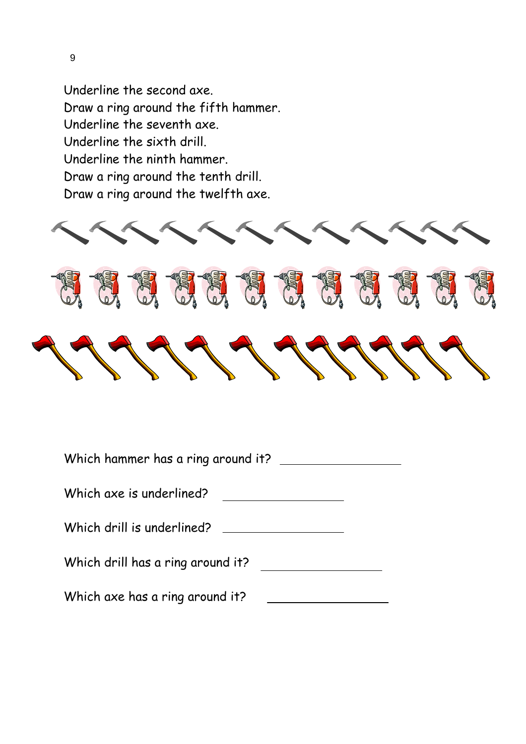Underline the second axe.
Draw a ring around the fifth hammer.
Underline the seventh axe.
Underline the sixth drill.
Underline the ninth hammer.
Draw a ring around the tenth drill.
Draw a ring around the twelfth axe.

Which hammer has a ring around it? ________________

Which axe is underlined? ________________

Which drill is underlined? ________________

Which drill has a ring around it? ________________

Which axe has a ring around it? ________________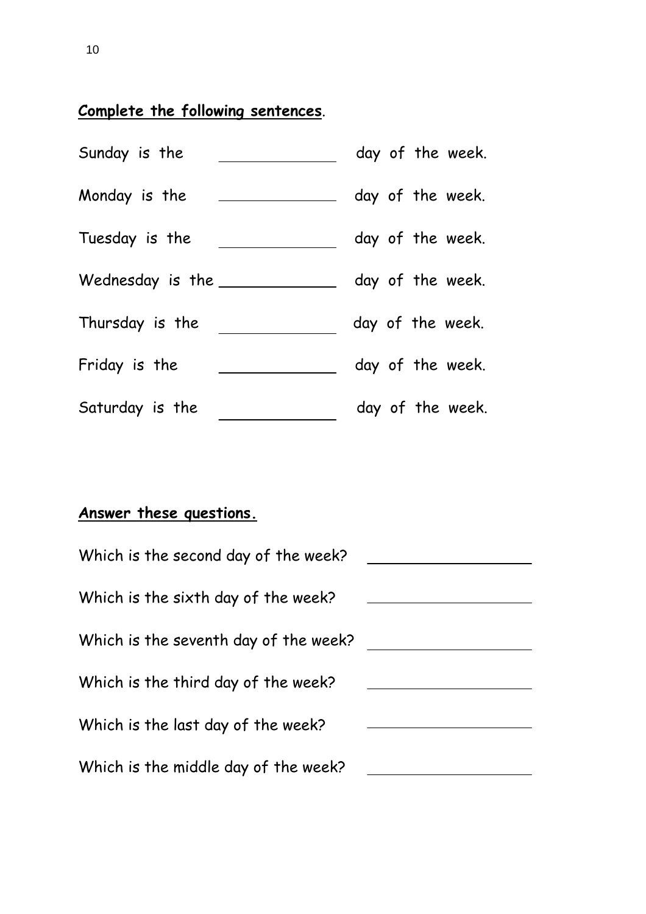**Complete the following sentences.**

Sunday is the ______________ day of the week.

Monday is the ______________ day of the week.

Tuesday is the ______________ day of the week.

Wednesday is the ______________ day of the week.

Thursday is the ______________ day of the week.

Friday is the ______________ day of the week.

Saturday is the ______________ day of the week.

**Answer these questions.**

Which is the second day of the week? ____________________

Which is the sixth day of the week? ____________________

Which is the seventh day of the week? ____________________

Which is the third day of the week? ____________________

Which is the last day of the week? ____________________

Which is the middle day of the week? ____________________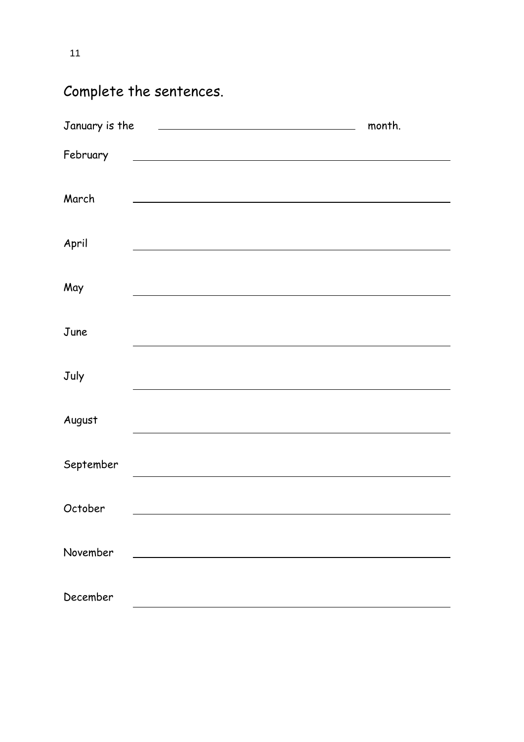## Complete the sentences.

January is the \_\_\_\_\_\_\_\_\_\_\_\_\_\_\_\_\_\_\_\_\_\_\_\_ month.

February \_\_\_\_\_\_\_\_\_\_\_\_\_\_\_\_\_\_\_\_\_\_\_\_\_\_\_\_\_\_\_\_\_\_\_\_\_\_\_\_

March \_\_\_\_\_\_\_\_\_\_\_\_\_\_\_\_\_\_\_\_\_\_\_\_\_\_\_\_\_\_\_\_\_\_\_\_\_\_\_\_

April \_\_\_\_\_\_\_\_\_\_\_\_\_\_\_\_\_\_\_\_\_\_\_\_\_\_\_\_\_\_\_\_\_\_\_\_\_\_\_\_

May \_\_\_\_\_\_\_\_\_\_\_\_\_\_\_\_\_\_\_\_\_\_\_\_\_\_\_\_\_\_\_\_\_\_\_\_\_\_\_\_

June \_\_\_\_\_\_\_\_\_\_\_\_\_\_\_\_\_\_\_\_\_\_\_\_\_\_\_\_\_\_\_\_\_\_\_\_\_\_\_\_

July \_\_\_\_\_\_\_\_\_\_\_\_\_\_\_\_\_\_\_\_\_\_\_\_\_\_\_\_\_\_\_\_\_\_\_\_\_\_\_\_

August \_\_\_\_\_\_\_\_\_\_\_\_\_\_\_\_\_\_\_\_\_\_\_\_\_\_\_\_\_\_\_\_\_\_\_\_\_\_\_\_

September \_\_\_\_\_\_\_\_\_\_\_\_\_\_\_\_\_\_\_\_\_\_\_\_\_\_\_\_\_\_\_\_\_\_\_\_\_\_\_\_

October \_\_\_\_\_\_\_\_\_\_\_\_\_\_\_\_\_\_\_\_\_\_\_\_\_\_\_\_\_\_\_\_\_\_\_\_\_\_\_\_

November \_\_\_\_\_\_\_\_\_\_\_\_\_\_\_\_\_\_\_\_\_\_\_\_\_\_\_\_\_\_\_\_\_\_\_\_\_\_\_\_

December \_\_\_\_\_\_\_\_\_\_\_\_\_\_\_\_\_\_\_\_\_\_\_\_\_\_\_\_\_\_\_\_\_\_\_\_\_\_\_\_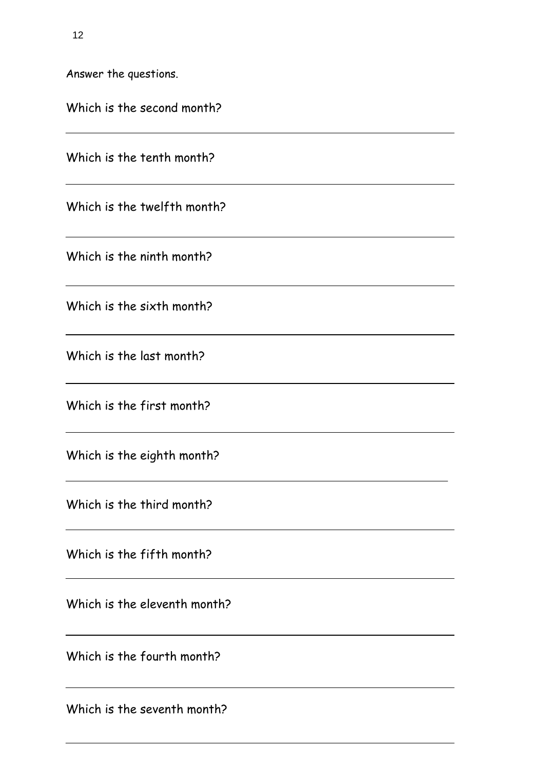Answer the questions.

Which is the second month?

---

Which is the tenth month?

---

Which is the twelfth month?

---

Which is the ninth month?

---

Which is the sixth month?

---

Which is the last month?

---

Which is the first month?

---

Which is the eighth month?

---

Which is the third month?

---

Which is the fifth month?

---

Which is the eleventh month?

---

Which is the fourth month?

---

Which is the seventh month?

---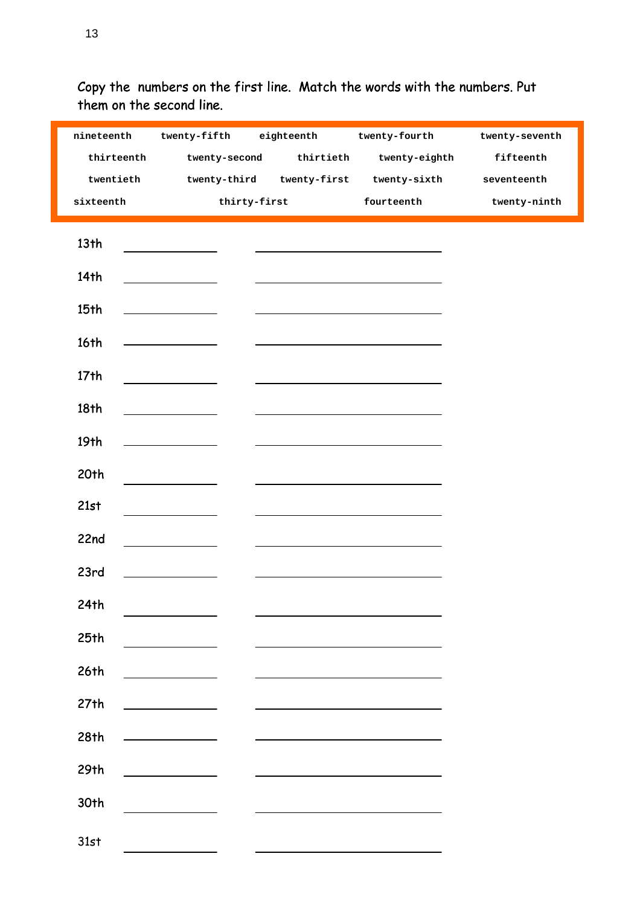Copy the numbers on the first line. Match the words with the numbers. Put them on the second line.

| nineteenth | twenty-fifth | eighteenth | twenty-fourth | twenty-seventh |
|---|---|---|---|---|
| thirteenth | twenty-second | thirtieth | twenty-eighth | fifteenth |
| twentieth | twenty-third | twenty-first | twenty-sixth | seventeenth |
| sixteenth | thirty-first | fourteenth | twenty-ninth | |

13th \_\_\_\_\_\_\_\_\_\_ \_\_\_\_\_\_\_\_\_\_\_\_\_\_\_\_\_\_\_\_

14th \_\_\_\_\_\_\_\_\_\_ \_\_\_\_\_\_\_\_\_\_\_\_\_\_\_\_\_\_\_\_

15th \_\_\_\_\_\_\_\_\_\_ \_\_\_\_\_\_\_\_\_\_\_\_\_\_\_\_\_\_\_\_

16th \_\_\_\_\_\_\_\_\_\_ \_\_\_\_\_\_\_\_\_\_\_\_\_\_\_\_\_\_\_\_

17th \_\_\_\_\_\_\_\_\_\_ \_\_\_\_\_\_\_\_\_\_\_\_\_\_\_\_\_\_\_\_

18th \_\_\_\_\_\_\_\_\_\_ \_\_\_\_\_\_\_\_\_\_\_\_\_\_\_\_\_\_\_\_

19th \_\_\_\_\_\_\_\_\_\_ \_\_\_\_\_\_\_\_\_\_\_\_\_\_\_\_\_\_\_\_

20th \_\_\_\_\_\_\_\_\_\_ \_\_\_\_\_\_\_\_\_\_\_\_\_\_\_\_\_\_\_\_

21st \_\_\_\_\_\_\_\_\_\_ \_\_\_\_\_\_\_\_\_\_\_\_\_\_\_\_\_\_\_\_

22nd \_\_\_\_\_\_\_\_\_\_ \_\_\_\_\_\_\_\_\_\_\_\_\_\_\_\_\_\_\_\_

23rd \_\_\_\_\_\_\_\_\_\_ \_\_\_\_\_\_\_\_\_\_\_\_\_\_\_\_\_\_\_\_

24th \_\_\_\_\_\_\_\_\_\_ \_\_\_\_\_\_\_\_\_\_\_\_\_\_\_\_\_\_\_\_

25th \_\_\_\_\_\_\_\_\_\_ \_\_\_\_\_\_\_\_\_\_\_\_\_\_\_\_\_\_\_\_

26th \_\_\_\_\_\_\_\_\_\_ \_\_\_\_\_\_\_\_\_\_\_\_\_\_\_\_\_\_\_\_

27th \_\_\_\_\_\_\_\_\_\_ \_\_\_\_\_\_\_\_\_\_\_\_\_\_\_\_\_\_\_\_

28th \_\_\_\_\_\_\_\_\_\_ \_\_\_\_\_\_\_\_\_\_\_\_\_\_\_\_\_\_\_\_

29th \_\_\_\_\_\_\_\_\_\_ \_\_\_\_\_\_\_\_\_\_\_\_\_\_\_\_\_\_\_\_

30th \_\_\_\_\_\_\_\_\_\_ \_\_\_\_\_\_\_\_\_\_\_\_\_\_\_\_\_\_\_\_

31st \_\_\_\_\_\_\_\_\_\_ \_\_\_\_\_\_\_\_\_\_\_\_\_\_\_\_\_\_\_\_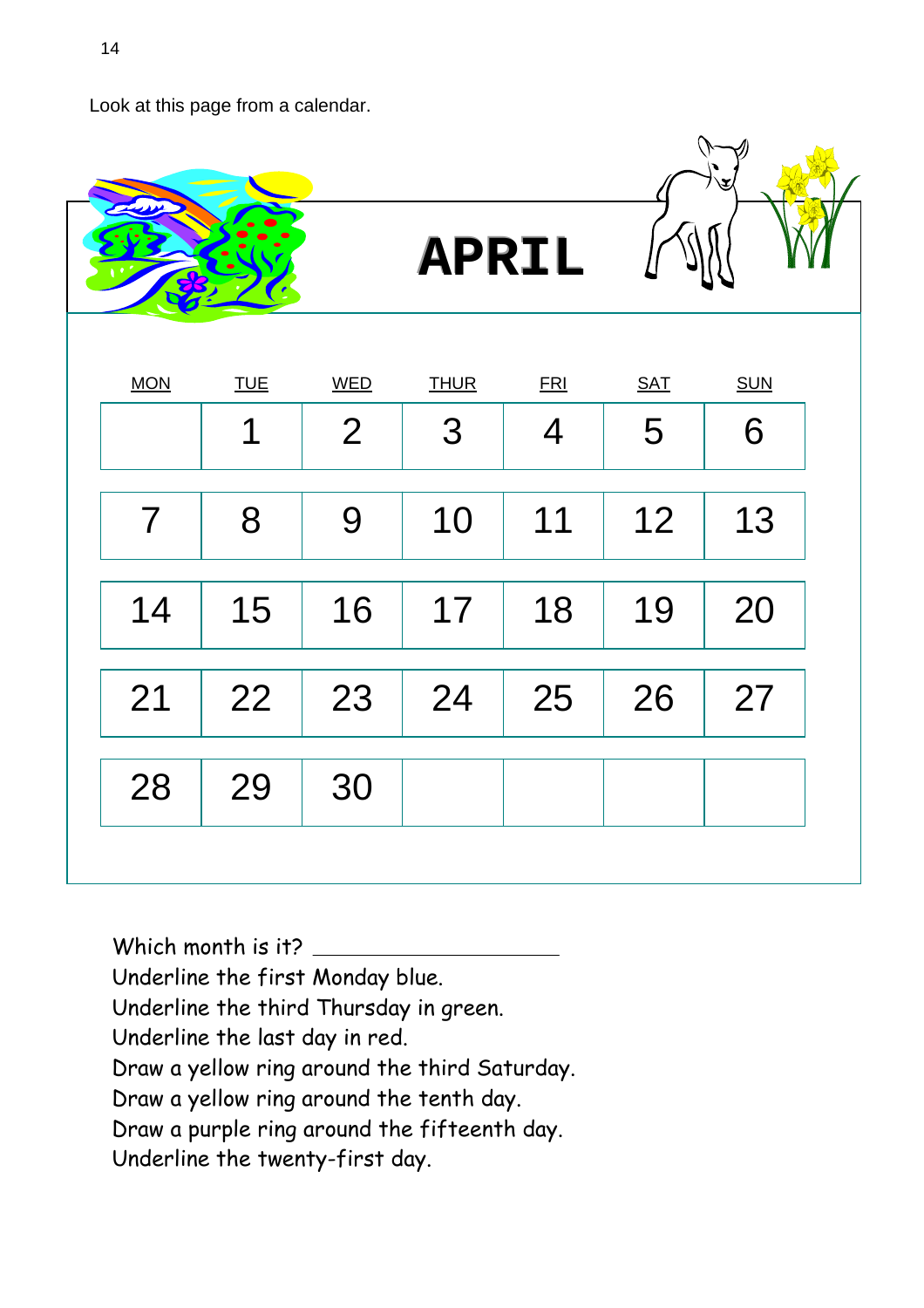Look at this page from a calendar.

# APRIL

| MON | TUE | WED | THUR | FRI | SAT | SUN |
|---|---|---|---|---|---|---|
| | 1 | 2 | 3 | 4 | 5 | 6 |
| 7 | 8 | 9 | 10 | 11 | 12 | 13 |
| 14 | 15 | 16 | 17 | 18 | 19 | 20 |
| 21 | 22 | 23 | 24 | 25 | 26 | 27 |
| 28 | 29 | 30 | | | | |

Which month is it? ____________________

Underline the first Monday blue.

Underline the third Thursday in green.

Underline the last day in red.

Draw a yellow ring around the third Saturday.

Draw a yellow ring around the tenth day.

Draw a purple ring around the fifteenth day.

Underline the twenty-first day.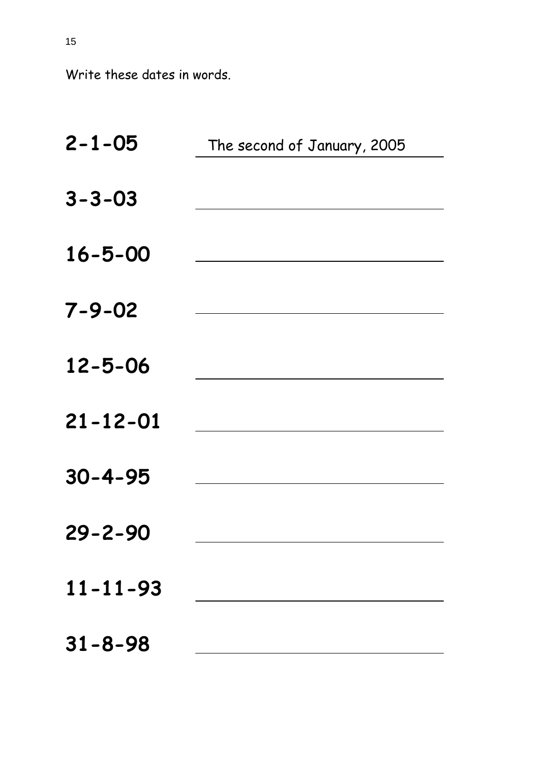Write these dates in words.

**2-1-05** The second of January, 2005

**3-3-03** ______________________________

**16-5-00** ______________________________

**7-9-02** ______________________________

**12-5-06** ______________________________

**21-12-01** ______________________________

**30-4-95** ______________________________

**29-2-90** ______________________________

**11-11-93** ______________________________

**31-8-98** ______________________________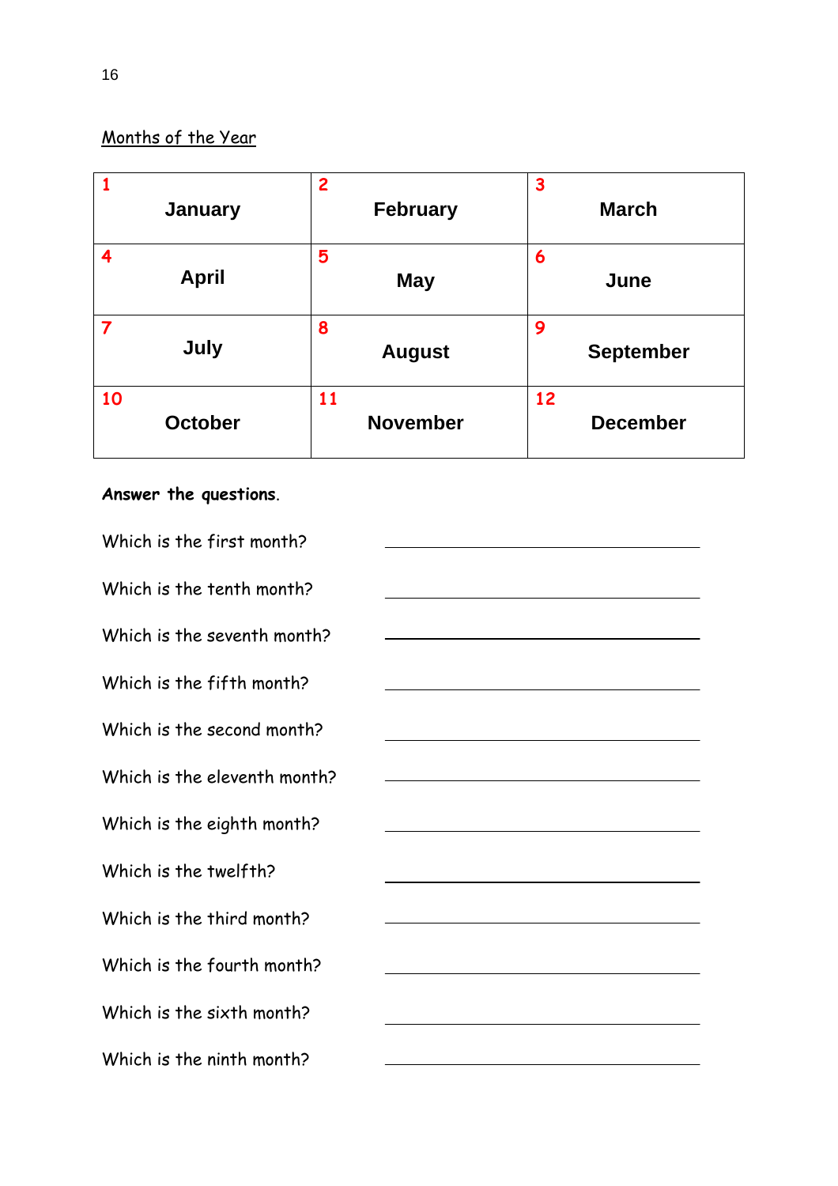## Months of the Year

| | | |
|---|---|---|
| 1 January | 2 February | 3 March |
| 4 April | 5 May | 6 June |
| 7 July | 8 August | 9 September |
| 10 October | 11 November | 12 December |

**Answer the questions.**

Which is the first month? \_\_\_\_\_\_\_\_\_\_\_\_\_\_\_\_\_\_\_\_

Which is the tenth month? \_\_\_\_\_\_\_\_\_\_\_\_\_\_\_\_\_\_\_\_

Which is the seventh month? \_\_\_\_\_\_\_\_\_\_\_\_\_\_\_\_\_\_\_\_

Which is the fifth month? \_\_\_\_\_\_\_\_\_\_\_\_\_\_\_\_\_\_\_\_

Which is the second month? \_\_\_\_\_\_\_\_\_\_\_\_\_\_\_\_\_\_\_\_

Which is the eleventh month? \_\_\_\_\_\_\_\_\_\_\_\_\_\_\_\_\_\_\_\_

Which is the eighth month? \_\_\_\_\_\_\_\_\_\_\_\_\_\_\_\_\_\_\_\_

Which is the twelfth? \_\_\_\_\_\_\_\_\_\_\_\_\_\_\_\_\_\_\_\_

Which is the third month? \_\_\_\_\_\_\_\_\_\_\_\_\_\_\_\_\_\_\_\_

Which is the fourth month? \_\_\_\_\_\_\_\_\_\_\_\_\_\_\_\_\_\_\_\_

Which is the sixth month? \_\_\_\_\_\_\_\_\_\_\_\_\_\_\_\_\_\_\_\_

Which is the ninth month? \_\_\_\_\_\_\_\_\_\_\_\_\_\_\_\_\_\_\_\_